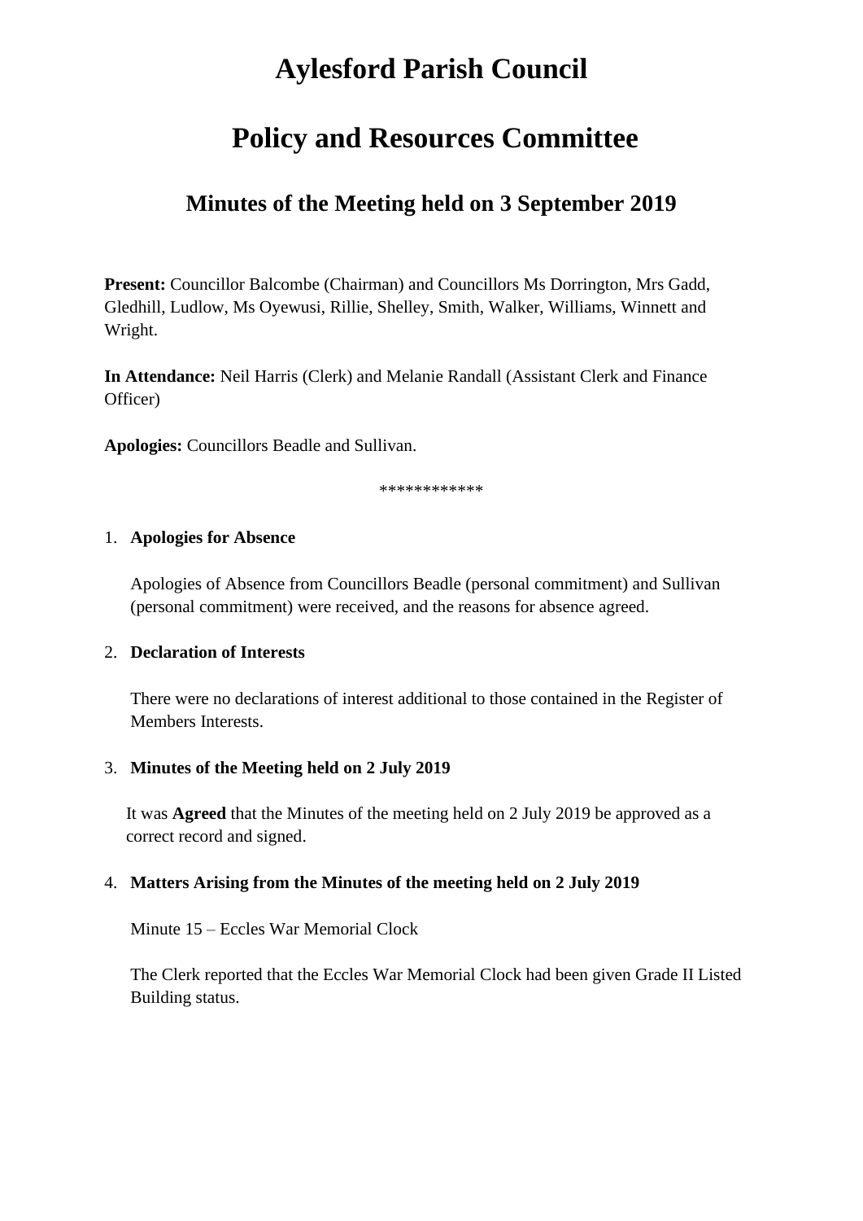# Aylesford Parish Council

# Policy and Resources Committee

## Minutes of the Meeting held on 3 September 2019

**Present:** Councillor Balcombe (Chairman) and Councillors Ms Dorrington, Mrs Gadd, Gledhill, Ludlow, Ms Oyewusi, Rillie, Shelley, Smith, Walker, Williams, Winnett and Wright.

**In Attendance:** Neil Harris (Clerk) and Melanie Randall (Assistant Clerk and Finance Officer)

**Apologies:** Councillors Beadle and Sullivan.

************

1. **Apologies for Absence**

   Apologies of Absence from Councillors Beadle (personal commitment) and Sullivan (personal commitment) were received, and the reasons for absence agreed.

2. **Declaration of Interests**

   There were no declarations of interest additional to those contained in the Register of Members Interests.

3. **Minutes of the Meeting held on 2 July 2019**

   It was **Agreed** that the Minutes of the meeting held on 2 July 2019 be approved as a correct record and signed.

4. **Matters Arising from the Minutes of the meeting held on 2 July 2019**

   Minute 15 – Eccles War Memorial Clock

   The Clerk reported that the Eccles War Memorial Clock had been given Grade II Listed Building status.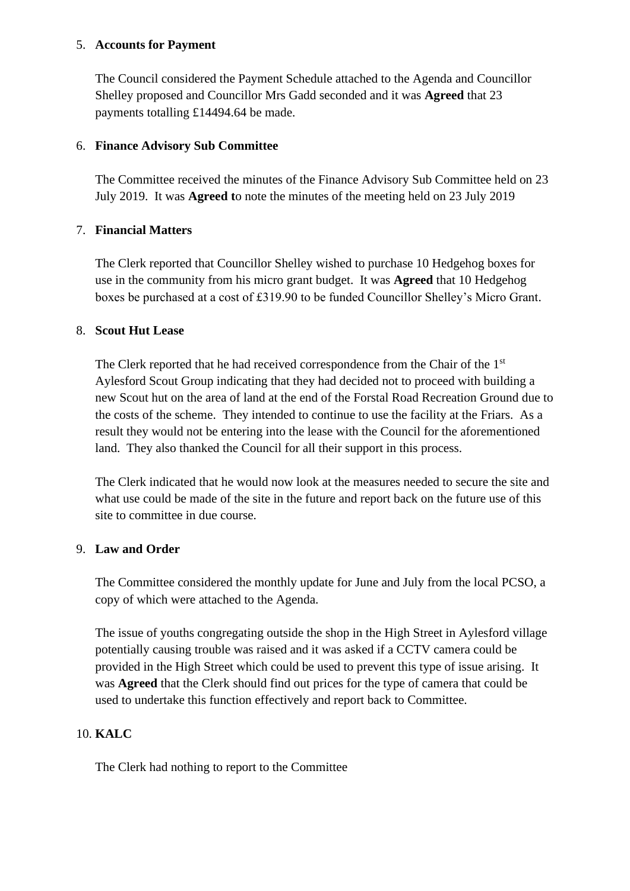5. **Accounts for Payment**

   The Council considered the Payment Schedule attached to the Agenda and Councillor Shelley proposed and Councillor Mrs Gadd seconded and it was **Agreed** that 23 payments totalling £14494.64 be made.

6. **Finance Advisory Sub Committee**

   The Committee received the minutes of the Finance Advisory Sub Committee held on 23 July 2019. It was **Agreed t**o note the minutes of the meeting held on 23 July 2019

7. **Financial Matters**

   The Clerk reported that Councillor Shelley wished to purchase 10 Hedgehog boxes for use in the community from his micro grant budget. It was **Agreed** that 10 Hedgehog boxes be purchased at a cost of £319.90 to be funded Councillor Shelley's Micro Grant.

8. **Scout Hut Lease**

   The Clerk reported that he had received correspondence from the Chair of the 1st Aylesford Scout Group indicating that they had decided not to proceed with building a new Scout hut on the area of land at the end of the Forstal Road Recreation Ground due to the costs of the scheme. They intended to continue to use the facility at the Friars. As a result they would not be entering into the lease with the Council for the aforementioned land. They also thanked the Council for all their support in this process.

   The Clerk indicated that he would now look at the measures needed to secure the site and what use could be made of the site in the future and report back on the future use of this site to committee in due course.

9. **Law and Order**

   The Committee considered the monthly update for June and July from the local PCSO, a copy of which were attached to the Agenda.

   The issue of youths congregating outside the shop in the High Street in Aylesford village potentially causing trouble was raised and it was asked if a CCTV camera could be provided in the High Street which could be used to prevent this type of issue arising. It was **Agreed** that the Clerk should find out prices for the type of camera that could be used to undertake this function effectively and report back to Committee.

10. **KALC**

    The Clerk had nothing to report to the Committee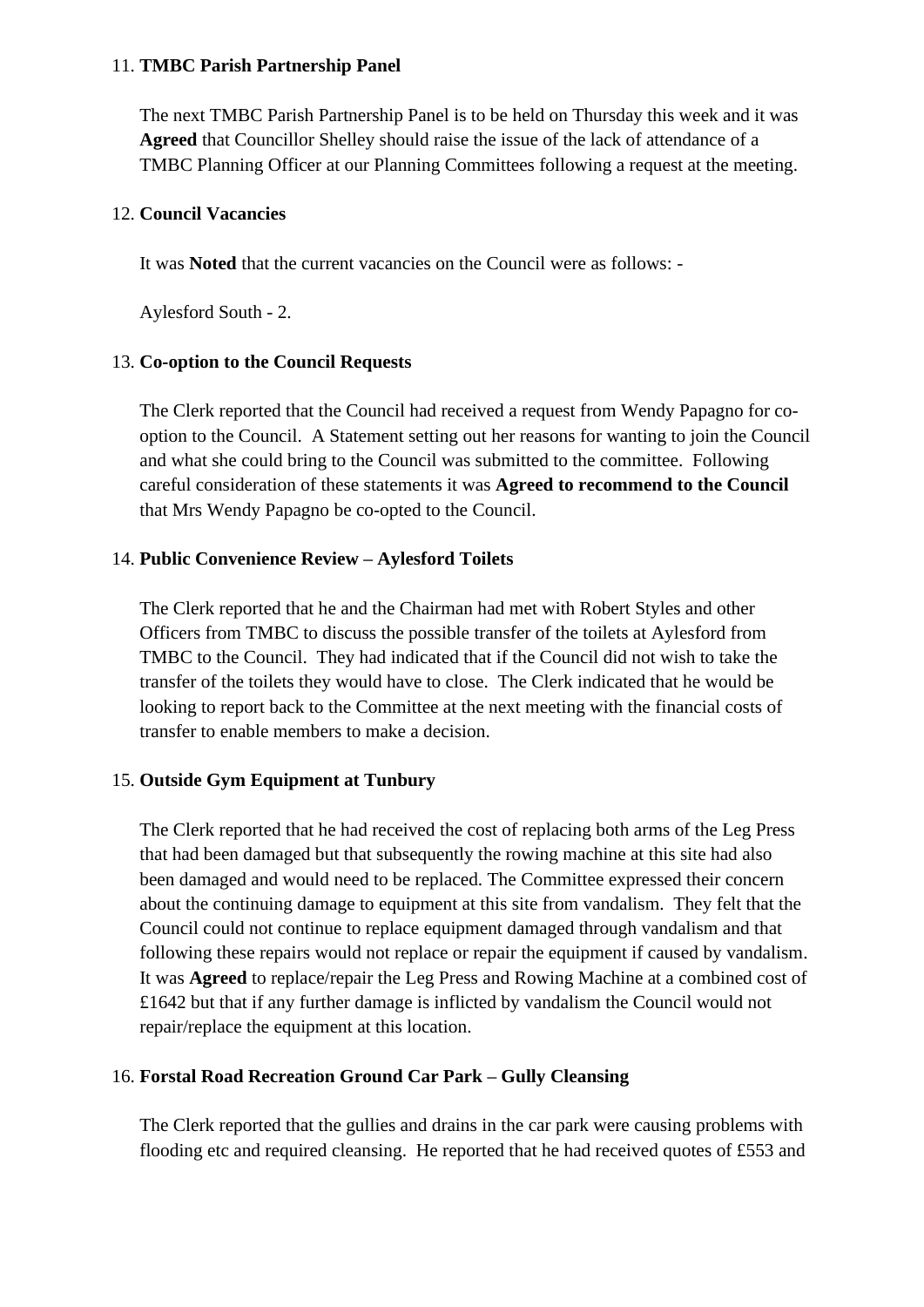11. **TMBC Parish Partnership Panel**

    The next TMBC Parish Partnership Panel is to be held on Thursday this week and it was **Agreed** that Councillor Shelley should raise the issue of the lack of attendance of a TMBC Planning Officer at our Planning Committees following a request at the meeting.

12. **Council Vacancies**

    It was **Noted** that the current vacancies on the Council were as follows: -

    Aylesford South - 2.

13. **Co-option to the Council Requests**

    The Clerk reported that the Council had received a request from Wendy Papagno for co-option to the Council. A Statement setting out her reasons for wanting to join the Council and what she could bring to the Council was submitted to the committee. Following careful consideration of these statements it was **Agreed to recommend to the Council** that Mrs Wendy Papagno be co-opted to the Council.

14. **Public Convenience Review – Aylesford Toilets**

    The Clerk reported that he and the Chairman had met with Robert Styles and other Officers from TMBC to discuss the possible transfer of the toilets at Aylesford from TMBC to the Council. They had indicated that if the Council did not wish to take the transfer of the toilets they would have to close. The Clerk indicated that he would be looking to report back to the Committee at the next meeting with the financial costs of transfer to enable members to make a decision.

15. **Outside Gym Equipment at Tunbury**

    The Clerk reported that he had received the cost of replacing both arms of the Leg Press that had been damaged but that subsequently the rowing machine at this site had also been damaged and would need to be replaced. The Committee expressed their concern about the continuing damage to equipment at this site from vandalism. They felt that the Council could not continue to replace equipment damaged through vandalism and that following these repairs would not replace or repair the equipment if caused by vandalism. It was **Agreed** to replace/repair the Leg Press and Rowing Machine at a combined cost of £1642 but that if any further damage is inflicted by vandalism the Council would not repair/replace the equipment at this location.

16. **Forstal Road Recreation Ground Car Park – Gully Cleansing**

    The Clerk reported that the gullies and drains in the car park were causing problems with flooding etc and required cleansing. He reported that he had received quotes of £553 and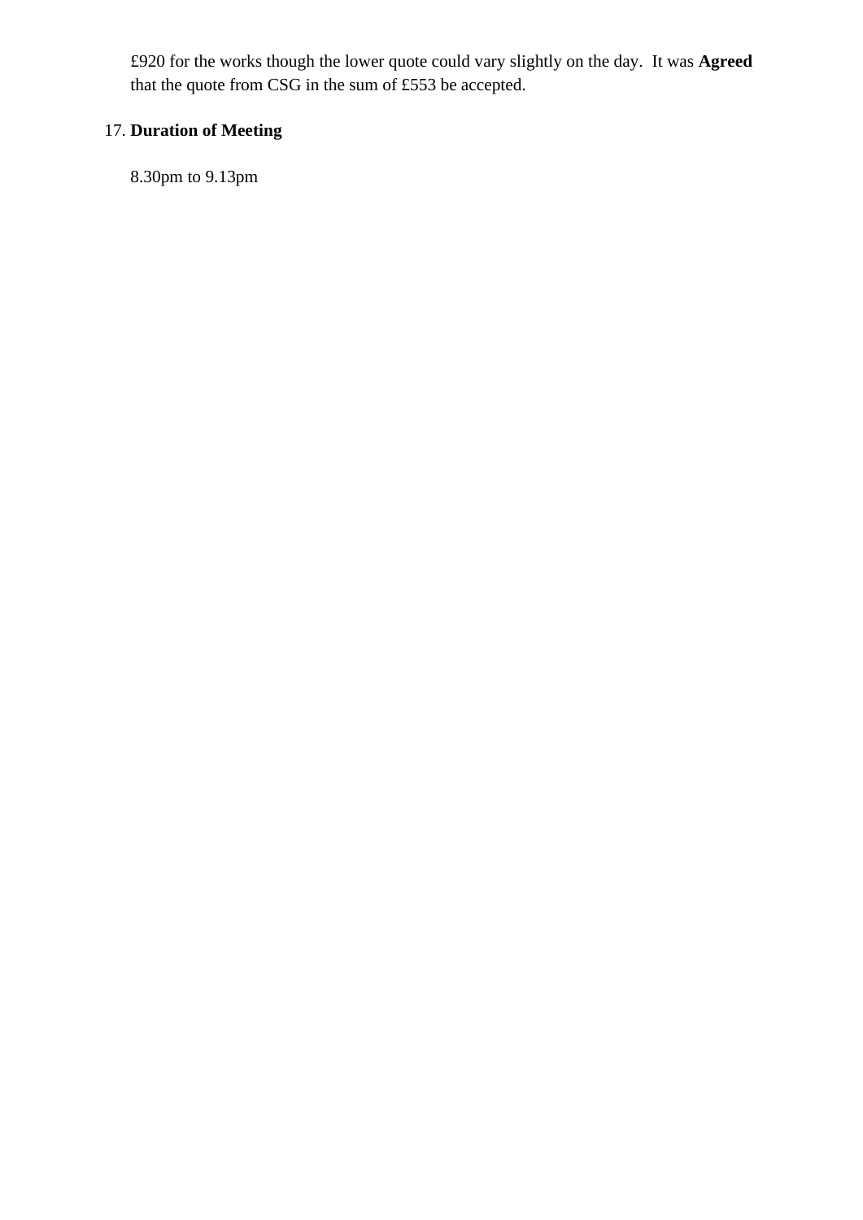£920 for the works though the lower quote could vary slightly on the day. It was **Agreed** that the quote from CSG in the sum of £553 be accepted.

17. **Duration of Meeting**

8.30pm to 9.13pm